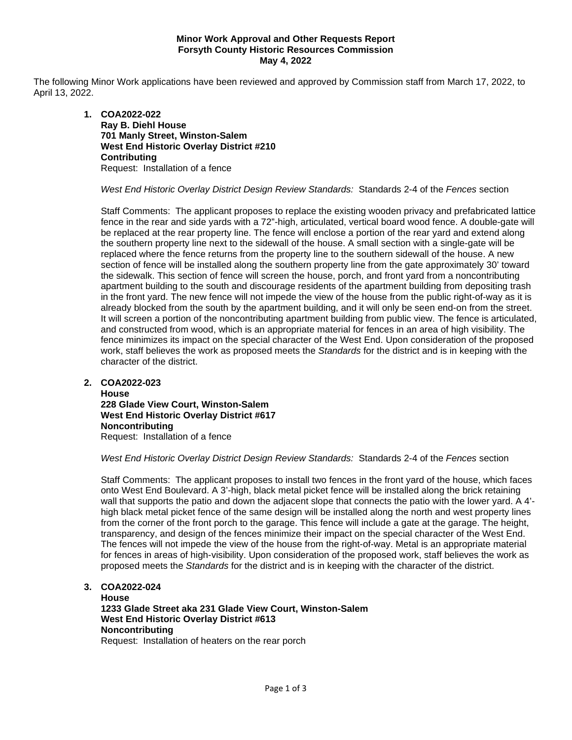**Minor Work Approval and Other Requests Report**
**Forsyth County Historic Resources Commission**
**May 4, 2022**

The following Minor Work applications have been reviewed and approved by Commission staff from March 17, 2022, to April 13, 2022.

1. **COA2022-022**
   **Ray B. Diehl House**
   **701 Manly Street, Winston-Salem**
   **West End Historic Overlay District #210**
   **Contributing**
   Request: Installation of a fence

   *West End Historic Overlay District Design Review Standards:* Standards 2-4 of the *Fences* section

   Staff Comments: The applicant proposes to replace the existing wooden privacy and prefabricated lattice fence in the rear and side yards with a 72”-high, articulated, vertical board wood fence. A double-gate will be replaced at the rear property line. The fence will enclose a portion of the rear yard and extend along the southern property line next to the sidewall of the house. A small section with a single-gate will be replaced where the fence returns from the property line to the southern sidewall of the house. A new section of fence will be installed along the southern property line from the gate approximately 30’ toward the sidewalk. This section of fence will screen the house, porch, and front yard from a noncontributing apartment building to the south and discourage residents of the apartment building from depositing trash in the front yard. The new fence will not impede the view of the house from the public right-of-way as it is already blocked from the south by the apartment building, and it will only be seen end-on from the street. It will screen a portion of the noncontributing apartment building from public view. The fence is articulated, and constructed from wood, which is an appropriate material for fences in an area of high visibility. The fence minimizes its impact on the special character of the West End. Upon consideration of the proposed work, staff believes the work as proposed meets the *Standards* for the district and is in keeping with the character of the district.

2. **COA2022-023**
   **House**
   **228 Glade View Court, Winston-Salem**
   **West End Historic Overlay District #617**
   **Noncontributing**
   Request: Installation of a fence

   *West End Historic Overlay District Design Review Standards:* Standards 2-4 of the *Fences* section

   Staff Comments: The applicant proposes to install two fences in the front yard of the house, which faces onto West End Boulevard. A 3’-high, black metal picket fence will be installed along the brick retaining wall that supports the patio and down the adjacent slope that connects the patio with the lower yard. A 4’-high black metal picket fence of the same design will be installed along the north and west property lines from the corner of the front porch to the garage. This fence will include a gate at the garage. The height, transparency, and design of the fences minimize their impact on the special character of the West End. The fences will not impede the view of the house from the right-of-way. Metal is an appropriate material for fences in areas of high-visibility. Upon consideration of the proposed work, staff believes the work as proposed meets the *Standards* for the district and is in keeping with the character of the district.

3. **COA2022-024**
   **House**
   **1233 Glade Street aka 231 Glade View Court, Winston-Salem**
   **West End Historic Overlay District #613**
   **Noncontributing**
   Request: Installation of heaters on the rear porch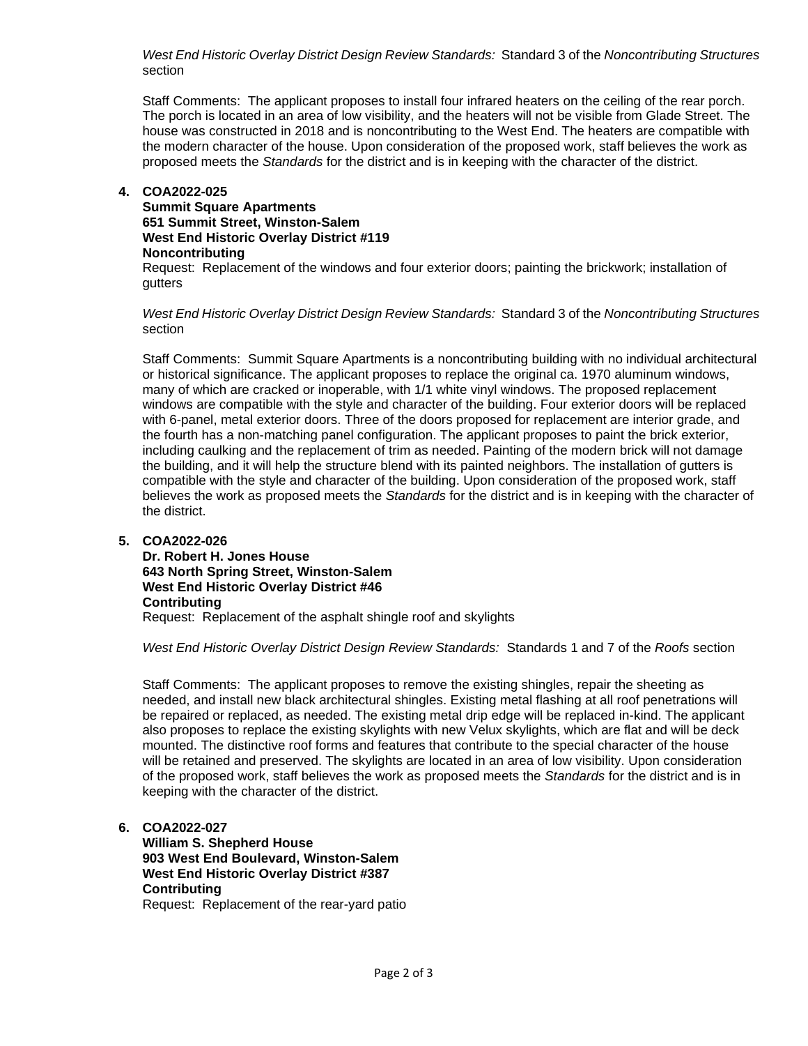*West End Historic Overlay District Design Review Standards:* Standard 3 of the *Noncontributing Structures* section

Staff Comments: The applicant proposes to install four infrared heaters on the ceiling of the rear porch. The porch is located in an area of low visibility, and the heaters will not be visible from Glade Street. The house was constructed in 2018 and is noncontributing to the West End. The heaters are compatible with the modern character of the house. Upon consideration of the proposed work, staff believes the work as proposed meets the *Standards* for the district and is in keeping with the character of the district.

4. **COA2022-025**
   **Summit Square Apartments**
   **651 Summit Street, Winston-Salem**
   **West End Historic Overlay District #119**
   **Noncontributing**
   Request: Replacement of the windows and four exterior doors; painting the brickwork; installation of gutters

   *West End Historic Overlay District Design Review Standards:* Standard 3 of the *Noncontributing Structures* section

   Staff Comments: Summit Square Apartments is a noncontributing building with no individual architectural or historical significance. The applicant proposes to replace the original ca. 1970 aluminum windows, many of which are cracked or inoperable, with 1/1 white vinyl windows. The proposed replacement windows are compatible with the style and character of the building. Four exterior doors will be replaced with 6-panel, metal exterior doors. Three of the doors proposed for replacement are interior grade, and the fourth has a non-matching panel configuration. The applicant proposes to paint the brick exterior, including caulking and the replacement of trim as needed. Painting of the modern brick will not damage the building, and it will help the structure blend with its painted neighbors. The installation of gutters is compatible with the style and character of the building. Upon consideration of the proposed work, staff believes the work as proposed meets the *Standards* for the district and is in keeping with the character of the district.

5. **COA2022-026**
   **Dr. Robert H. Jones House**
   **643 North Spring Street, Winston-Salem**
   **West End Historic Overlay District #46**
   **Contributing**
   Request: Replacement of the asphalt shingle roof and skylights

   *West End Historic Overlay District Design Review Standards:* Standards 1 and 7 of the *Roofs* section

   Staff Comments: The applicant proposes to remove the existing shingles, repair the sheeting as needed, and install new black architectural shingles. Existing metal flashing at all roof penetrations will be repaired or replaced, as needed. The existing metal drip edge will be replaced in-kind. The applicant also proposes to replace the existing skylights with new Velux skylights, which are flat and will be deck mounted. The distinctive roof forms and features that contribute to the special character of the house will be retained and preserved. The skylights are located in an area of low visibility. Upon consideration of the proposed work, staff believes the work as proposed meets the *Standards* for the district and is in keeping with the character of the district.

6. **COA2022-027**
   **William S. Shepherd House**
   **903 West End Boulevard, Winston-Salem**
   **West End Historic Overlay District #387**
   **Contributing**
   Request: Replacement of the rear-yard patio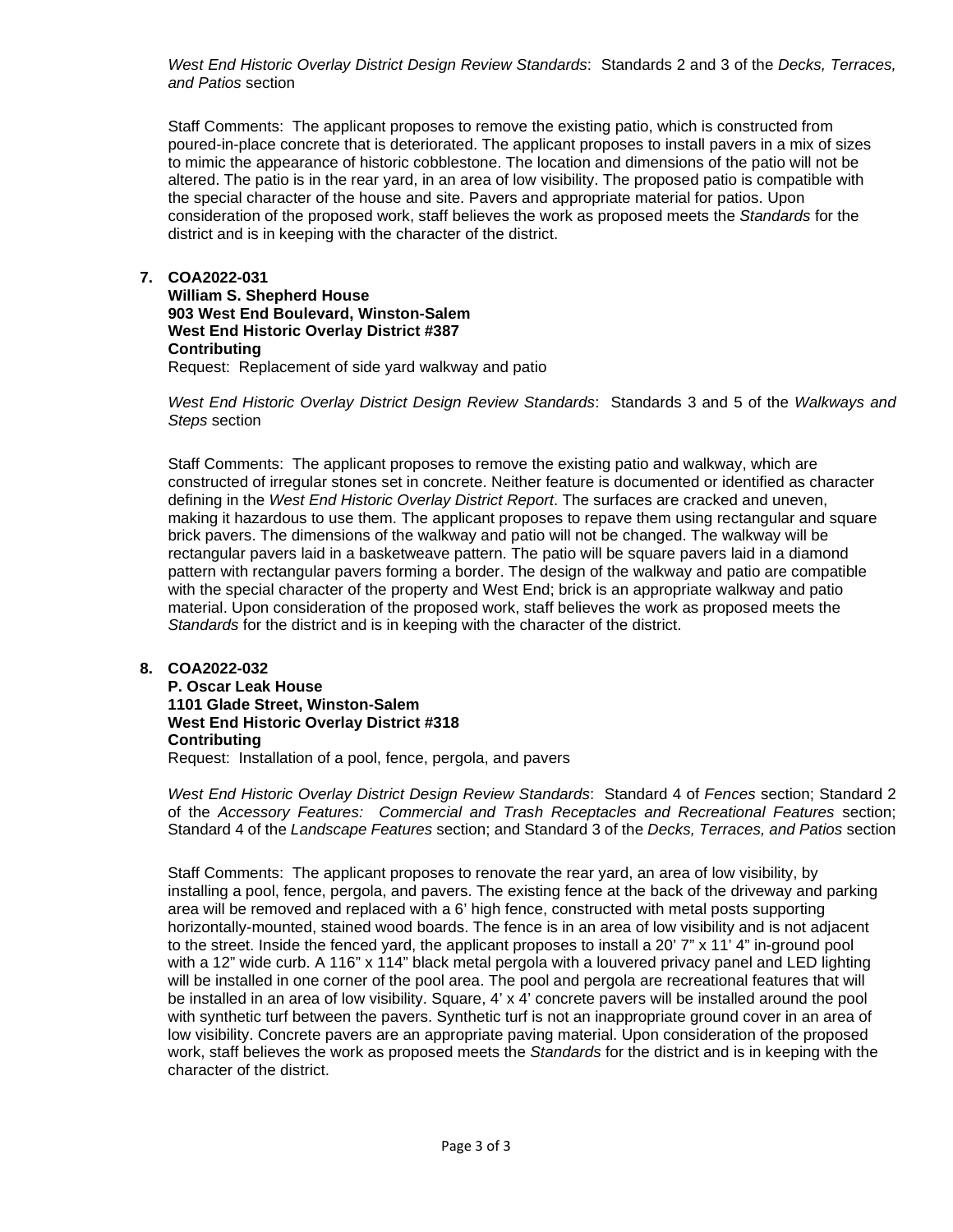*West End Historic Overlay District Design Review Standards*: Standards 2 and 3 of the *Decks, Terraces, and Patios* section

Staff Comments: The applicant proposes to remove the existing patio, which is constructed from poured-in-place concrete that is deteriorated. The applicant proposes to install pavers in a mix of sizes to mimic the appearance of historic cobblestone. The location and dimensions of the patio will not be altered. The patio is in the rear yard, in an area of low visibility. The proposed patio is compatible with the special character of the house and site. Pavers and appropriate material for patios. Upon consideration of the proposed work, staff believes the work as proposed meets the *Standards* for the district and is in keeping with the character of the district.

7. **COA2022-031**
   **William S. Shepherd House**
   **903 West End Boulevard, Winston-Salem**
   **West End Historic Overlay District #387**
   **Contributing**
   Request: Replacement of side yard walkway and patio

   *West End Historic Overlay District Design Review Standards*: Standards 3 and 5 of the *Walkways and Steps* section

   Staff Comments: The applicant proposes to remove the existing patio and walkway, which are constructed of irregular stones set in concrete. Neither feature is documented or identified as character defining in the *West End Historic Overlay District Report*. The surfaces are cracked and uneven, making it hazardous to use them. The applicant proposes to repave them using rectangular and square brick pavers. The dimensions of the walkway and patio will not be changed. The walkway will be rectangular pavers laid in a basketweave pattern. The patio will be square pavers laid in a diamond pattern with rectangular pavers forming a border. The design of the walkway and patio are compatible with the special character of the property and West End; brick is an appropriate walkway and patio material. Upon consideration of the proposed work, staff believes the work as proposed meets the *Standards* for the district and is in keeping with the character of the district.

8. **COA2022-032**
   **P. Oscar Leak House**
   **1101 Glade Street, Winston-Salem**
   **West End Historic Overlay District #318**
   **Contributing**
   Request: Installation of a pool, fence, pergola, and pavers

   *West End Historic Overlay District Design Review Standards*: Standard 4 of *Fences* section; Standard 2 of the *Accessory Features: Commercial and Trash Receptacles and Recreational Features* section; Standard 4 of the *Landscape Features* section; and Standard 3 of the *Decks, Terraces, and Patios* section

   Staff Comments: The applicant proposes to renovate the rear yard, an area of low visibility, by installing a pool, fence, pergola, and pavers. The existing fence at the back of the driveway and parking area will be removed and replaced with a 6' high fence, constructed with metal posts supporting horizontally-mounted, stained wood boards. The fence is in an area of low visibility and is not adjacent to the street. Inside the fenced yard, the applicant proposes to install a 20' 7" x 11' 4" in-ground pool with a 12" wide curb. A 116" x 114" black metal pergola with a louvered privacy panel and LED lighting will be installed in one corner of the pool area. The pool and pergola are recreational features that will be installed in an area of low visibility. Square, 4' x 4' concrete pavers will be installed around the pool with synthetic turf between the pavers. Synthetic turf is not an inappropriate ground cover in an area of low visibility. Concrete pavers are an appropriate paving material. Upon consideration of the proposed work, staff believes the work as proposed meets the *Standards* for the district and is in keeping with the character of the district.